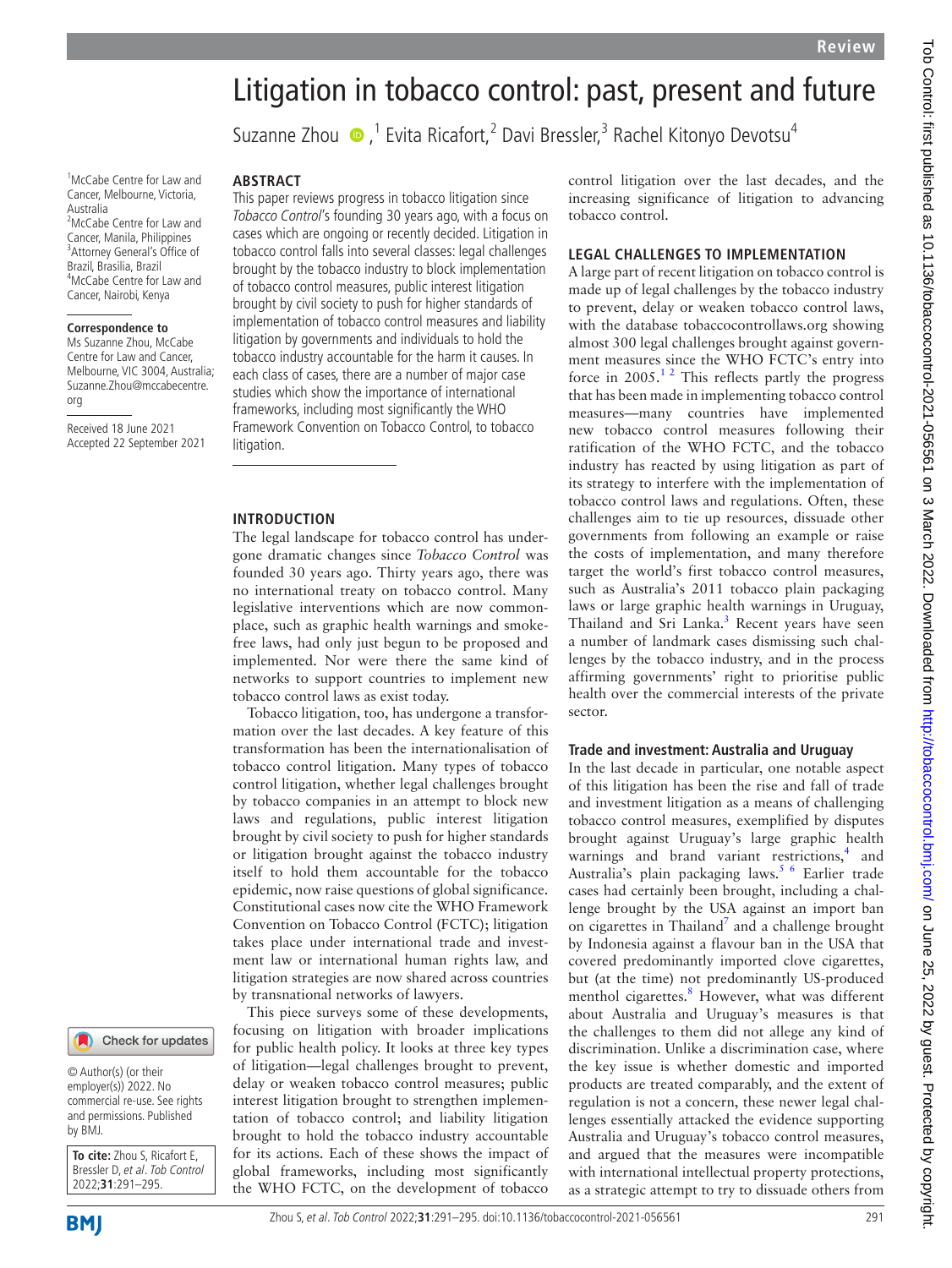# Litigation in tobacco control: past, present and future

Suzanne Zhou [1], Evita Ricafort [2], Davi Bressler [3], Rachel Kitonyo Devotsu [4]

[1] McCabe Centre for Law and Cancer, Melbourne, Victoria, Australia
[2] McCabe Centre for Law and Cancer, Manila, Philippines
[3] Attorney General's Office of Brazil, Brasilia, Brazil
[4] McCabe Centre for Law and Cancer, Nairobi, Kenya

**Correspondence to**
Ms Suzanne Zhou, McCabe Centre for Law and Cancer, Melbourne, VIC 3004, Australia; Suzanne.Zhou@mccabecentre.org

Received 18 June 2021
Accepted 22 September 2021

© Author(s) (or their employer(s)) 2022. No commercial re-use. See rights and permissions. Published by BMJ.

**To cite:** Zhou S, Ricafort E, Bressler D, et al. *Tob Control* 2022;**31**:291–295.

## ABSTRACT

This paper reviews progress in tobacco litigation since *Tobacco Control*'s founding 30 years ago, with a focus on cases which are ongoing or recently decided. Litigation in tobacco control falls into several classes: legal challenges brought by the tobacco industry to block implementation of tobacco control measures, public interest litigation brought by civil society to push for higher standards of implementation of tobacco control measures and liability litigation by governments and individuals to hold the tobacco industry accountable for the harm it causes. In each class of cases, there are a number of major case studies which show the importance of international frameworks, including most significantly the WHO Framework Convention on Tobacco Control, to tobacco litigation.

## INTRODUCTION

The legal landscape for tobacco control has undergone dramatic changes since *Tobacco Control* was founded 30 years ago. Thirty years ago, there was no international treaty on tobacco control. Many legislative interventions which are now commonplace, such as graphic health warnings and smoke-free laws, had only just begun to be proposed and implemented. Nor were there the same kind of networks to support countries to implement new tobacco control laws as exist today.

Tobacco litigation, too, has undergone a transformation over the last decades. A key feature of this transformation has been the internationalisation of tobacco control litigation. Many types of tobacco control litigation, whether legal challenges brought by tobacco companies in an attempt to block new laws and regulations, public interest litigation brought by civil society to push for higher standards or litigation brought against the tobacco industry itself to hold them accountable for the tobacco epidemic, now raise questions of global significance. Constitutional cases now cite the WHO Framework Convention on Tobacco Control (FCTC); litigation takes place under international trade and investment law or international human rights law, and litigation strategies are now shared across countries by transnational networks of lawyers.

This piece surveys some of these developments, focusing on litigation with broader implications for public health policy. It looks at three key types of litigation—legal challenges brought to prevent, delay or weaken tobacco control measures; public interest litigation brought to strengthen implementation of tobacco control; and liability litigation brought to hold the tobacco industry accountable for its actions. Each of these shows the impact of global frameworks, including most significantly the WHO FCTC, on the development of tobacco control litigation over the last decades, and the increasing significance of litigation to advancing tobacco control.

## LEGAL CHALLENGES TO IMPLEMENTATION

A large part of recent litigation on tobacco control is made up of legal challenges by the tobacco industry to prevent, delay or weaken tobacco control laws, with the database tobaccocontrollaws.org showing almost 300 legal challenges brought against government measures since the WHO FCTC's entry into force in 2005.[1,2] This reflects partly the progress that has been made in implementing tobacco control measures—many countries have implemented new tobacco control measures following their ratification of the WHO FCTC, and the tobacco industry has reacted by using litigation as part of its strategy to interfere with the implementation of tobacco control laws and regulations. Often, these challenges aim to tie up resources, dissuade other governments from following an example or raise the costs of implementation, and many therefore target the world's first tobacco control measures, such as Australia's 2011 tobacco plain packaging laws or large graphic health warnings in Uruguay, Thailand and Sri Lanka.[3] Recent years have seen a number of landmark cases dismissing such challenges by the tobacco industry, and in the process affirming governments' right to prioritise public health over the commercial interests of the private sector.

### Trade and investment: Australia and Uruguay

In the last decade in particular, one notable aspect of this litigation has been the rise and fall of trade and investment litigation as a means of challenging tobacco control measures, exemplified by disputes brought against Uruguay's large graphic health warnings and brand variant restrictions,[4] and Australia's plain packaging laws.[5,6] Earlier trade cases had certainly been brought, including a challenge brought by the USA against an import ban on cigarettes in Thailand[7] and a challenge brought by Indonesia against a flavour ban in the USA that covered predominantly imported clove cigarettes, but (at the time) not predominantly US-produced menthol cigarettes.[8] However, what was different about Australia and Uruguay's measures is that the challenges to them did not allege any kind of discrimination. Unlike a discrimination case, where the key issue is whether domestic and imported products are treated comparably, and the extent of regulation is not a concern, these newer legal challenges essentially attacked the evidence supporting Australia and Uruguay's tobacco control measures, and argued that the measures were incompatible with international intellectual property protections, as a strategic attempt to try to dissuade others from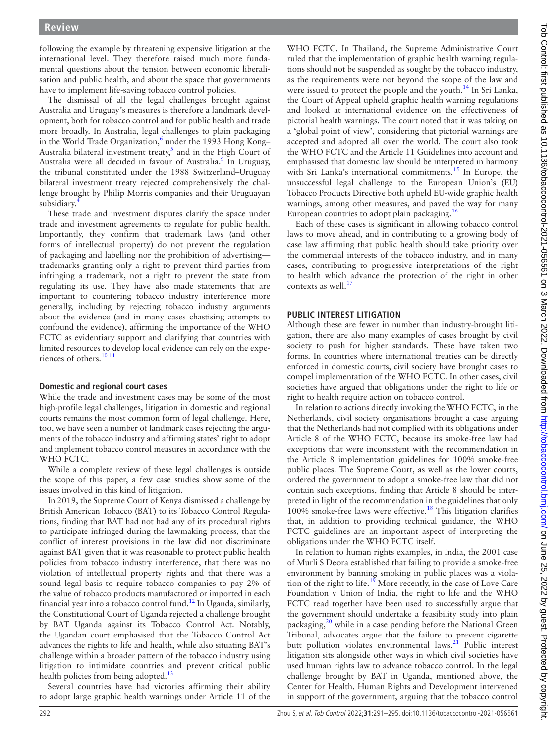following the example by threatening expensive litigation at the international level. They therefore raised much more fundamental questions about the tension between economic liberalisation and public health, and about the space that governments have to implement life-saving tobacco control policies.

The dismissal of all the legal challenges brought against Australia and Uruguay's measures is therefore a landmark development, both for tobacco control and for public health and trade more broadly. In Australia, legal challenges to plain packaging in the World Trade Organization,[6] under the 1993 Hong Kong–Australia bilateral investment treaty,[5] and in the High Court of Australia were all decided in favour of Australia.[9] In Uruguay, the tribunal constituted under the 1988 Switzerland–Uruguay bilateral investment treaty rejected comprehensively the challenge brought by Philip Morris companies and their Uruguayan subsidiary.[4]

These trade and investment disputes clarify the space under trade and investment agreements to regulate for public health. Importantly, they confirm that trademark laws (and other forms of intellectual property) do not prevent the regulation of packaging and labelling nor the prohibition of advertising—trademarks granting only a right to prevent third parties from infringing a trademark, not a right to prevent the state from regulating its use. They have also made statements that are important to countering tobacco industry interference more generally, including by rejecting tobacco industry arguments about the evidence (and in many cases chastising attempts to confound the evidence), affirming the importance of the WHO FCTC as evidentiary support and clarifying that countries with limited resources to develop local evidence can rely on the experiences of others.[10 11]

### Domestic and regional court cases

While the trade and investment cases may be some of the most high-profile legal challenges, litigation in domestic and regional courts remains the most common form of legal challenge. Here, too, we have seen a number of landmark cases rejecting the arguments of the tobacco industry and affirming states' right to adopt and implement tobacco control measures in accordance with the WHO FCTC.

While a complete review of these legal challenges is outside the scope of this paper, a few case studies show some of the issues involved in this kind of litigation.

In 2019, the Supreme Court of Kenya dismissed a challenge by British American Tobacco (BAT) to its Tobacco Control Regulations, finding that BAT had not had any of its procedural rights to participate infringed during the lawmaking process, that the conflict of interest provisions in the law did not discriminate against BAT given that it was reasonable to protect public health policies from tobacco industry interference, that there was no violation of intellectual property rights and that there was a sound legal basis to require tobacco companies to pay 2% of the value of tobacco products manufactured or imported in each financial year into a tobacco control fund.[12] In Uganda, similarly, the Constitutional Court of Uganda rejected a challenge brought by BAT Uganda against its Tobacco Control Act. Notably, the Ugandan court emphasised that the Tobacco Control Act advances the rights to life and health, while also situating BAT's challenge within a broader pattern of the tobacco industry using litigation to intimidate countries and prevent critical public health policies from being adopted.[13]

Several countries have had victories affirming their ability to adopt large graphic health warnings under Article 11 of the WHO FCTC. In Thailand, the Supreme Administrative Court ruled that the implementation of graphic health warning regulations should not be suspended as sought by the tobacco industry, as the requirements were not beyond the scope of the law and were issued to protect the people and the youth.[14] In Sri Lanka, the Court of Appeal upheld graphic health warning regulations and looked at international evidence on the effectiveness of pictorial health warnings. The court noted that it was taking on a 'global point of view', considering that pictorial warnings are accepted and adopted all over the world. The court also took the WHO FCTC and the Article 11 Guidelines into account and emphasised that domestic law should be interpreted in harmony with Sri Lanka's international commitments.[15] In Europe, the unsuccessful legal challenge to the European Union's (EU) Tobacco Products Directive both upheld EU-wide graphic health warnings, among other measures, and paved the way for many European countries to adopt plain packaging.[16]

Each of these cases is significant in allowing tobacco control laws to move ahead, and in contributing to a growing body of case law affirming that public health should take priority over the commercial interests of the tobacco industry, and in many cases, contributing to progressive interpretations of the right to health which advance the protection of the right in other contexts as well.[17]

## PUBLIC INTEREST LITIGATION

Although these are fewer in number than industry-brought litigation, there are also many examples of cases brought by civil society to push for higher standards. These have taken two forms. In countries where international treaties can be directly enforced in domestic courts, civil society have brought cases to compel implementation of the WHO FCTC. In other cases, civil societies have argued that obligations under the right to life or right to health require action on tobacco control.

In relation to actions directly invoking the WHO FCTC, in the Netherlands, civil society organisations brought a case arguing that the Netherlands had not complied with its obligations under Article 8 of the WHO FCTC, because its smoke-free law had exceptions that were inconsistent with the recommendation in the Article 8 implementation guidelines for 100% smoke-free public places. The Supreme Court, as well as the lower courts, ordered the government to adopt a smoke-free law that did not contain such exceptions, finding that Article 8 should be interpreted in light of the recommendation in the guidelines that only 100% smoke-free laws were effective.[18] This litigation clarifies that, in addition to providing technical guidance, the WHO FCTC guidelines are an important aspect of interpreting the obligations under the WHO FCTC itself.

In relation to human rights examples, in India, the 2001 case of Murli S Deora established that failing to provide a smoke-free environment by banning smoking in public places was a violation of the right to life.[19] More recently, in the case of Love Care Foundation v Union of India, the right to life and the WHO FCTC read together have been used to successfully argue that the government should undertake a feasibility study into plain packaging,[20] while in a case pending before the National Green Tribunal, advocates argue that the failure to prevent cigarette butt pollution violates environmental laws.[21] Public interest litigation sits alongside other ways in which civil societies have used human rights law to advance tobacco control. In the legal challenge brought by BAT in Uganda, mentioned above, the Center for Health, Human Rights and Development intervened in support of the government, arguing that the tobacco control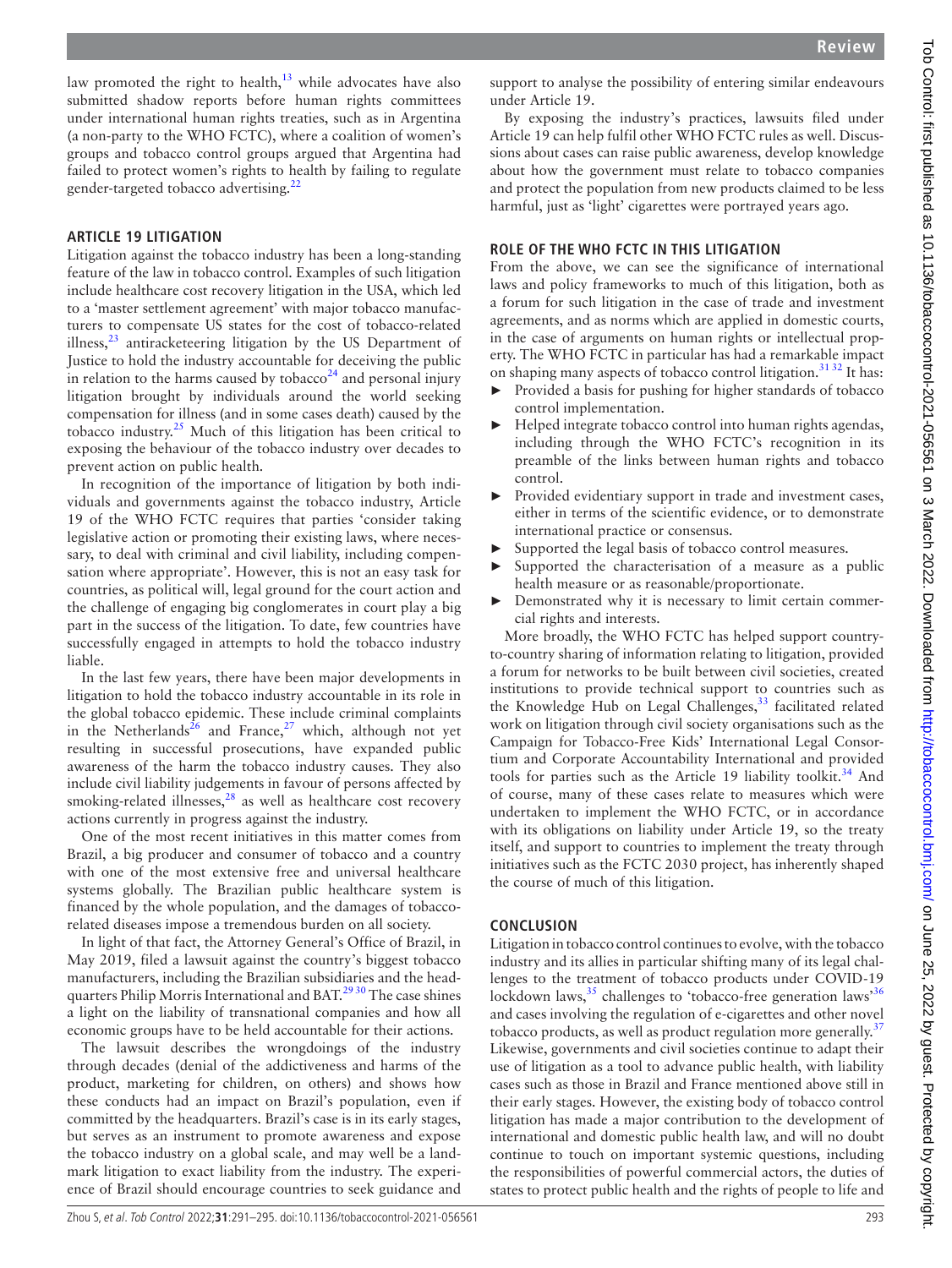law promoted the right to health,[13] while advocates have also submitted shadow reports before human rights committees under international human rights treaties, such as in Argentina (a non-party to the WHO FCTC), where a coalition of women's groups and tobacco control groups argued that Argentina had failed to protect women's rights to health by failing to regulate gender-targeted tobacco advertising.[22]

## ARTICLE 19 LITIGATION

Litigation against the tobacco industry has been a long-standing feature of the law in tobacco control. Examples of such litigation include healthcare cost recovery litigation in the USA, which led to a 'master settlement agreement' with major tobacco manufacturers to compensate US states for the cost of tobacco-related illness,[23] antiracketeering litigation by the US Department of Justice to hold the industry accountable for deceiving the public in relation to the harms caused by tobacco[24] and personal injury litigation brought by individuals around the world seeking compensation for illness (and in some cases death) caused by the tobacco industry.[25] Much of this litigation has been critical to exposing the behaviour of the tobacco industry over decades to prevent action on public health.

In recognition of the importance of litigation by both individuals and governments against the tobacco industry, Article 19 of the WHO FCTC requires that parties 'consider taking legislative action or promoting their existing laws, where necessary, to deal with criminal and civil liability, including compensation where appropriate'. However, this is not an easy task for countries, as political will, legal ground for the court action and the challenge of engaging big conglomerates in court play a big part in the success of the litigation. To date, few countries have successfully engaged in attempts to hold the tobacco industry liable.

In the last few years, there have been major developments in litigation to hold the tobacco industry accountable in its role in the global tobacco epidemic. These include criminal complaints in the Netherlands[26] and France,[27] which, although not yet resulting in successful prosecutions, have expanded public awareness of the harm the tobacco industry causes. They also include civil liability judgements in favour of persons affected by smoking-related illnesses,[28] as well as healthcare cost recovery actions currently in progress against the industry.

One of the most recent initiatives in this matter comes from Brazil, a big producer and consumer of tobacco and a country with one of the most extensive free and universal healthcare systems globally. The Brazilian public healthcare system is financed by the whole population, and the damages of tobacco-related diseases impose a tremendous burden on all society.

In light of that fact, the Attorney General's Office of Brazil, in May 2019, filed a lawsuit against the country's biggest tobacco manufacturers, including the Brazilian subsidiaries and the headquarters Philip Morris International and BAT.[29,30] The case shines a light on the liability of transnational companies and how all economic groups have to be held accountable for their actions.

The lawsuit describes the wrongdoings of the industry through decades (denial of the addictiveness and harms of the product, marketing for children, on others) and shows how these conducts had an impact on Brazil's population, even if committed by the headquarters. Brazil's case is in its early stages, but serves as an instrument to promote awareness and expose the tobacco industry on a global scale, and may well be a landmark litigation to exact liability from the industry. The experience of Brazil should encourage countries to seek guidance and support to analyse the possibility of entering similar endeavours under Article 19.

By exposing the industry's practices, lawsuits filed under Article 19 can help fulfil other WHO FCTC rules as well. Discussions about cases can raise public awareness, develop knowledge about how the government must relate to tobacco companies and protect the population from new products claimed to be less harmful, just as 'light' cigarettes were portrayed years ago.

## ROLE OF THE WHO FCTC IN THIS LITIGATION

From the above, we can see the significance of international laws and policy frameworks to much of this litigation, both as a forum for such litigation in the case of trade and investment agreements, and as norms which are applied in domestic courts, in the case of arguments on human rights or intellectual property. The WHO FCTC in particular has had a remarkable impact on shaping many aspects of tobacco control litigation.[31,32] It has:

- Provided a basis for pushing for higher standards of tobacco control implementation.
- Helped integrate tobacco control into human rights agendas, including through the WHO FCTC's recognition in its preamble of the links between human rights and tobacco control.
- Provided evidentiary support in trade and investment cases, either in terms of the scientific evidence, or to demonstrate international practice or consensus.
- Supported the legal basis of tobacco control measures.
- Supported the characterisation of a measure as a public health measure or as reasonable/proportionate.
- Demonstrated why it is necessary to limit certain commercial rights and interests.

More broadly, the WHO FCTC has helped support country-to-country sharing of information relating to litigation, provided a forum for networks to be built between civil societies, created institutions to provide technical support to countries such as the Knowledge Hub on Legal Challenges,[33] facilitated related work on litigation through civil society organisations such as the Campaign for Tobacco-Free Kids' International Legal Consortium and Corporate Accountability International and provided tools for parties such as the Article 19 liability toolkit.[34] And of course, many of these cases relate to measures which were undertaken to implement the WHO FCTC, or in accordance with its obligations on liability under Article 19, so the treaty itself, and support to countries to implement the treaty through initiatives such as the FCTC 2030 project, has inherently shaped the course of much of this litigation.

## CONCLUSION

Litigation in tobacco control continues to evolve, with the tobacco industry and its allies in particular shifting many of its legal challenges to the treatment of tobacco products under COVID-19 lockdown laws,[35] challenges to 'tobacco-free generation laws'[36] and cases involving the regulation of e-cigarettes and other novel tobacco products, as well as product regulation more generally.[37] Likewise, governments and civil societies continue to adapt their use of litigation as a tool to advance public health, with liability cases such as those in Brazil and France mentioned above still in their early stages. However, the existing body of tobacco control litigation has made a major contribution to the development of international and domestic public health law, and will no doubt continue to touch on important systemic questions, including the responsibilities of powerful commercial actors, the duties of states to protect public health and the rights of people to life and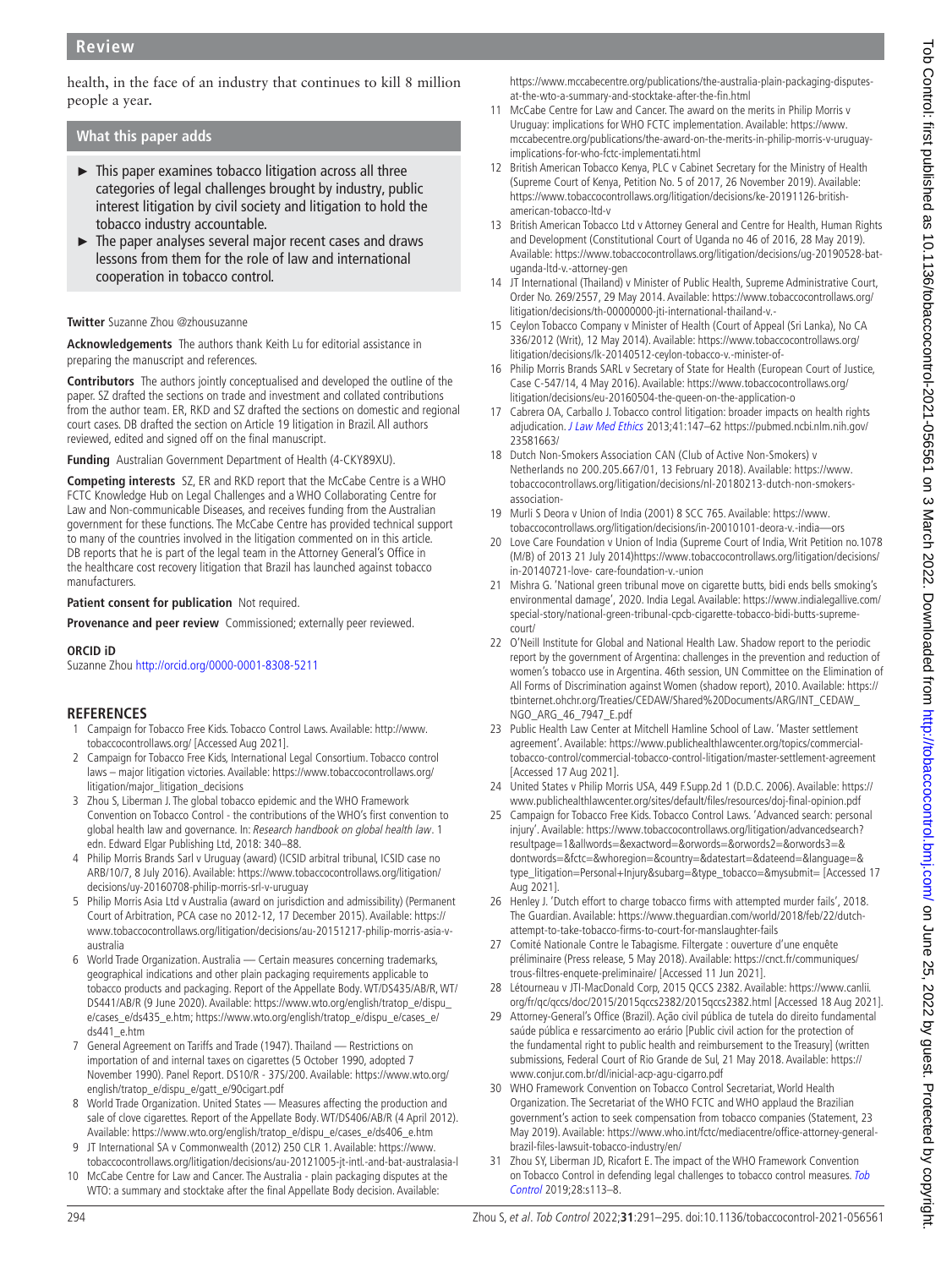health, in the face of an industry that continues to kill 8 million people a year.

### What this paper adds

- This paper examines tobacco litigation across all three categories of legal challenges brought by industry, public interest litigation by civil society and litigation to hold the tobacco industry accountable.
- The paper analyses several major recent cases and draws lessons from them for the role of law and international cooperation in tobacco control.

**Twitter** Suzanne Zhou @zhousuzanne

**Acknowledgements** The authors thank Keith Lu for editorial assistance in preparing the manuscript and references.

**Contributors** The authors jointly conceptualised and developed the outline of the paper. SZ drafted the sections on trade and investment and collated contributions from the author team. ER, RKD and SZ drafted the sections on domestic and regional court cases. DB drafted the section on Article 19 litigation in Brazil. All authors reviewed, edited and signed off on the final manuscript.

**Funding** Australian Government Department of Health (4-CKY89XU).

**Competing interests** SZ, ER and RKD report that the McCabe Centre is a WHO FCTC Knowledge Hub on Legal Challenges and a WHO Collaborating Centre for Law and Non-communicable Diseases, and receives funding from the Australian government for these functions. The McCabe Centre has provided technical support to many of the countries involved in the litigation commented on in this article. DB reports that he is part of the legal team in the Attorney General's Office in the healthcare cost recovery litigation that Brazil has launched against tobacco manufacturers.

**Patient consent for publication** Not required.

**Provenance and peer review** Commissioned; externally peer reviewed.

**ORCID iD**

Suzanne Zhou http://orcid.org/0000-0001-8308-5211

## REFERENCES

1. Campaign for Tobacco Free Kids. Tobacco Control Laws. Available: http://www.tobaccocontrollaws.org/ [Accessed Aug 2021].
2. Campaign for Tobacco Free Kids, International Legal Consortium. Tobacco control laws – major litigation victories. Available: https://www.tobaccocontrollaws.org/litigation/major_litigation_decisions
3. Zhou S, Liberman J. The global tobacco epidemic and the WHO Framework Convention on Tobacco Control - the contributions of the WHO's first convention to global health law and governance. In: *Research handbook on global health law*. 1 edn. Edward Elgar Publishing Ltd, 2018: 340–88.
4. Philip Morris Brands Sarl v Uruguay (award) (ICSID arbitral tribunal, ICSID case no ARB/10/7, 8 July 2016). Available: https://www.tobaccocontrollaws.org/litigation/decisions/uy-20160708-philip-morris-srl-v-uruguay
5. Philip Morris Asia Ltd v Australia (award on jurisdiction and admissibility) (Permanent Court of Arbitration, PCA case no 2012-12, 17 December 2015). Available: https://www.tobaccocontrollaws.org/litigation/decisions/au-20151217-philip-morris-asia-v-australia
6. World Trade Organization. Australia — Certain measures concerning trademarks, geographical indications and other plain packaging requirements applicable to tobacco products and packaging. Report of the Appellate Body. WT/DS435/AB/R, WT/DS441/AB/R (9 June 2020). Available: https://www.wto.org/english/tratop_e/dispu_e/cases_e/ds435_e.htm; https://www.wto.org/english/tratop_e/dispu_e/cases_e/ds441_e.htm
7. General Agreement on Tariffs and Trade (1947). Thailand — Restrictions on importation of and internal taxes on cigarettes (5 October 1990, adopted 7 November 1990). Panel Report. DS10/R - 37S/200. Available: https://www.wto.org/english/tratop_e/dispu_e/gatt_e/90cigart.pdf
8. World Trade Organization. United States — Measures affecting the production and sale of clove cigarettes. Report of the Appellate Body. WT/DS406/AB/R (4 April 2012). Available: https://www.wto.org/english/tratop_e/dispu_e/cases_e/ds406_e.htm
9. JT International SA v Commonwealth (2012) 250 CLR 1. Available: https://www.tobaccocontrollaws.org/litigation/decisions/au-20121005-jt-intl.-and-bat-australasia-l
10. McCabe Centre for Law and Cancer. The Australia - plain packaging disputes at the WTO: a summary and stocktake after the final Appellate Body decision. Available: https://www.mccabecentre.org/publications/the-australia-plain-packaging-disputes-at-the-wto-a-summary-and-stocktake-after-the-fin.html
11. McCabe Centre for Law and Cancer. The award on the merits in Philip Morris v Uruguay: implications for WHO FCTC implementation. Available: https://www.mccabecentre.org/publications/the-award-on-the-merits-in-philip-morris-v-uruguay-implications-for-who-fctc-implementati.html
12. British American Tobacco Kenya, PLC v Cabinet Secretary for the Ministry of Health (Supreme Court of Kenya, Petition No. 5 of 2017, 26 November 2019). Available: https://www.tobaccocontrollaws.org/litigation/decisions/ke-20191126-british-american-tobacco-ltd-v
13. British American Tobacco Ltd v Attorney General and Centre for Health, Human Rights and Development (Constitutional Court of Uganda no 46 of 2016, 28 May 2019). Available: https://www.tobaccocontrollaws.org/litigation/decisions/ug-20190528-bat-uganda-ltd-v.-attorney-gen
14. JT International (Thailand) v Minister of Public Health, Supreme Administrative Court, Order No. 269/2557, 29 May 2014. Available: https://www.tobaccocontrollaws.org/litigation/decisions/th-00000000-jti-international-thailand-v.-
15. Ceylon Tobacco Company v Minister of Health (Court of Appeal (Sri Lanka), No CA 336/2012 (Writ), 12 May 2014). Available: https://www.tobaccocontrollaws.org/litigation/decisions/lk-20140512-ceylon-tobacco-v.-minister-of-
16. Philip Morris Brands SARL v Secretary of State for Health (European Court of Justice, Case C-547/14, 4 May 2016). Available: https://www.tobaccocontrollaws.org/litigation/decisions/eu-20160504-the-queen-on-the-application-o
17. Cabrera OA, Carballo J. Tobacco control litigation: broader impacts on health rights adjudication. *J Law Med Ethics* 2013;41:147–62 https://pubmed.ncbi.nlm.nih.gov/23581663/
18. Dutch Non-Smokers Association CAN (Club of Active Non-Smokers) v Netherlands no 200.205.667/01, 13 February 2018). Available: https://www.tobaccocontrollaws.org/litigation/decisions/nl-20180213-dutch-non-smokers-association-
19. Murli S Deora v Union of India (2001) 8 SCC 765. Available: https://www.tobaccocontrollaws.org/litigation/decisions/in-20010101-deora-v.-india—ors
20. Love Care Foundation v Union of India (Supreme Court of India, Writ Petition no.1078 (M/B) of 2013 21 July 2014)https://www.tobaccocontrollaws.org/litigation/decisions/in-20140721-love- care-foundation-v.-union
21. Mishra G. 'National green tribunal move on cigarette butts, bidi ends bells smoking's environmental damage', 2020. India Legal. Available: https://www.indialegallive.com/special-story/national-green-tribunal-cpcb-cigarette-tobacco-bidi-butts-supreme-court/
22. O'Neill Institute for Global and National Health Law. Shadow report to the periodic report by the government of Argentina: challenges in the prevention and reduction of women's tobacco use in Argentina. 46th session, UN Committee on the Elimination of All Forms of Discrimination against Women (shadow report), 2010. Available: https://tbinternet.ohchr.org/Treaties/CEDAW/Shared%20Documents/ARG/INT_CEDAW_NGO_ARG_46_7947_E.pdf
23. Public Health Law Center at Mitchell Hamline School of Law. 'Master settlement agreement'. Available: https://www.publichealthlawcenter.org/topics/commercial-tobacco-control/commercial-tobacco-control-litigation/master-settlement-agreement [Accessed 17 Aug 2021].
24. United States v Philip Morris USA, 449 F.Supp.2d 1 (D.D.C. 2006). Available: https://www.publichealthlawcenter.org/sites/default/files/resources/doj-final-opinion.pdf
25. Campaign for Tobacco Free Kids. Tobacco Control Laws. 'Advanced search: personal injury'. Available: https://www.tobaccocontrollaws.org/litigation/advancedsearch?resultpage=1&allwords=&exactword=&orwords=&orwords2=&orwords3=&dontwords=&fctc=&whoregion=&country=&datestart=&dateend=&language=&type_litigation=Personal+Injury&subarg=&type_tobacco=&mysubmit= [Accessed 17 Aug 2021].
26. Henley J. 'Dutch effort to charge tobacco firms with attempted murder fails', 2018. The Guardian. Available: https://www.theguardian.com/world/2018/feb/22/dutch-attempt-to-take-tobacco-firms-to-court-for-manslaughter-fails
27. Comité Nationale Contre le Tabagisme. Filtergate : ouverture d'une enquête préliminaire (Press release, 5 May 2018). Available: https://cnct.fr/communiques/trous-filtres-enquete-preliminaire/ [Accessed 11 Jun 2021].
28. Létourneau v JTI-MacDonald Corp, 2015 QCCS 2382. Available: https://www.canlii.org/fr/qc/qccs/doc/2015/2015qccs2382/2015qccs2382.html [Accessed 18 Aug 2021].
29. Attorney-General's Office (Brazil). Ação civil pública de tutela do direito fundamental saúde pública e ressarcimento ao erário [Public civil action for the protection of the fundamental right to public health and reimbursement to the Treasury] (written submissions, Federal Court of Rio Grande de Sul, 21 May 2018. Available: https://www.conjur.com.br/dl/inicial-acp-agu-cigarro.pdf
30. WHO Framework Convention on Tobacco Control Secretariat, World Health Organization. The Secretariat of the WHO FCTC and WHO applaud the Brazilian government's action to seek compensation from tobacco companies (Statement, 23 May 2019). Available: https://www.who.int/fctc/mediacentre/office-attorney-general-brazil-files-lawsuit-tobacco-industry/en/
31. Zhou SY, Liberman JD, Ricafort E. The impact of the WHO Framework Convention on Tobacco Control in defending legal challenges to tobacco control measures. *Tob Control* 2019;28:s113–8.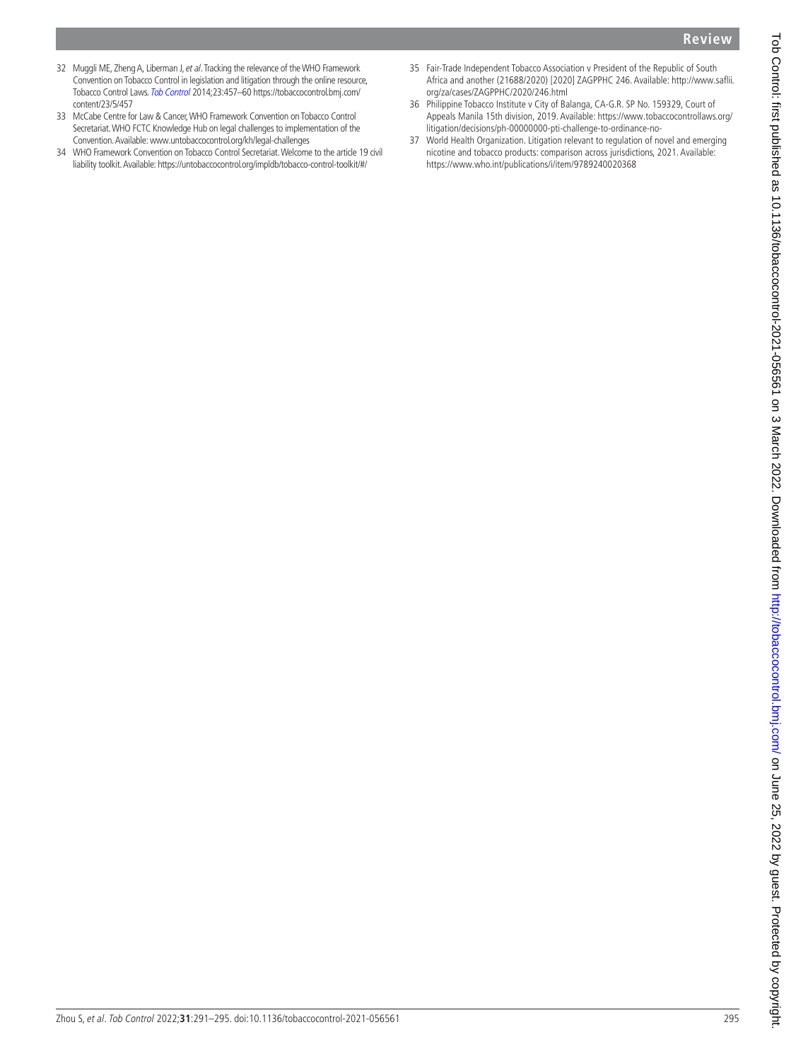32 Muggli ME, Zheng A, Liberman J, *et al*. Tracking the relevance of the WHO Framework Convention on Tobacco Control in legislation and litigation through the online resource, Tobacco Control Laws. *Tob Control* 2014;23:457–60 https://tobaccocontrol.bmj.com/content/23/5/457

33 McCabe Centre for Law & Cancer, WHO Framework Convention on Tobacco Control Secretariat. WHO FCTC Knowledge Hub on legal challenges to implementation of the Convention. Available: www.untobaccocontrol.org/kh/legal-challenges

34 WHO Framework Convention on Tobacco Control Secretariat. Welcome to the article 19 civil liability toolkit. Available: https://untobaccocontrol.org/impldb/tobacco-control-toolkit/#/

35 Fair-Trade Independent Tobacco Association v President of the Republic of South Africa and another (21688/2020) [2020] ZAGPPHC 246. Available: http://www.saflii.org/za/cases/ZAGPPHC/2020/246.html

36 Philippine Tobacco Institute v City of Balanga, CA-G.R. SP No. 159329, Court of Appeals Manila 15th division, 2019. Available: https://www.tobaccocontrollaws.org/litigation/decisions/ph-00000000-pti-challenge-to-ordinance-no-

37 World Health Organization. Litigation relevant to regulation of novel and emerging nicotine and tobacco products: comparison across jurisdictions, 2021. Available: https://www.who.int/publications/i/item/9789240020368